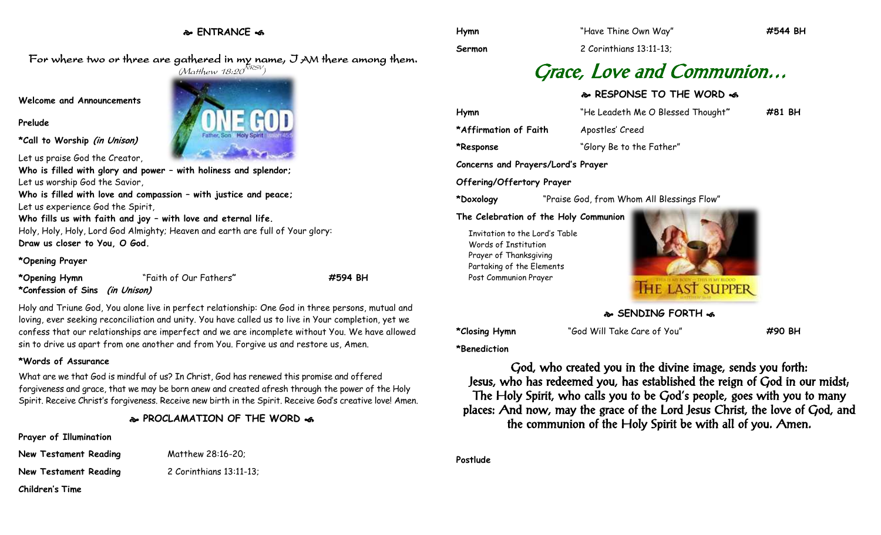## ENTRANCE

For where two or three are gathered in my name, I AM there among them.
*(Matthew 18:20 NRSV)*

**Welcome and Announcements**

**Prelude**

**\*Call to Worship** ***(in Unison)***

Let us praise God the Creator,
**Who is filled with glory and power – with holiness and splendor;**
Let us worship God the Savior,
**Who is filled with love and compassion – with justice and peace;**
Let us experience God the Spirit,
**Who fills us with faith and joy – with love and eternal life.**
Holy, Holy, Holy, Lord God Almighty; Heaven and earth are full of Your glory:
**Draw us closer to You, O God.**

**\*Opening Prayer**

**\*Opening Hymn** "Faith of Our Fathers" **#594 BH**

**\*Confession of Sins** ***(in Unison)***

Holy and Triune God, You alone live in perfect relationship: One God in three persons, mutual and loving, ever seeking reconciliation and unity. You have called us to live in Your completion, yet we confess that our relationships are imperfect and we are incomplete without You. We have allowed sin to drive us apart from one another and from You. Forgive us and restore us, Amen.

**\*Words of Assurance**

What are we that God is mindful of us? In Christ, God has renewed this promise and offered forgiveness and grace, that we may be born anew and created afresh through the power of the Holy Spirit. Receive Christ's forgiveness. Receive new birth in the Spirit. Receive God's creative love! Amen.

## PROCLAMATION OF THE WORD

**Prayer of Illumination**

**New Testament Reading** Matthew 28:16-20;

**New Testament Reading** 2 Corinthians 13:11-13;

**Children's Time**

**Hymn** "Have Thine Own Way" **#544 BH**

**Sermon** 2 Corinthians 13:11-13;

# *Grace, Love and Communion…*

## RESPONSE TO THE WORD

**Hymn** "He Leadeth Me O Blessed Thought" **#81 BH**

**\*Affirmation of Faith** Apostles' Creed

**\*Response** "Glory Be to the Father"

**Concerns and Prayers/Lord's Prayer**

**Offering/Offertory Prayer**

**\*Doxology** "Praise God, from Whom All Blessings Flow"

**The Celebration of the Holy Communion**

Invitation to the Lord's Table
Words of Institution
Prayer of Thanksgiving
Partaking of the Elements
Post Communion Prayer

## SENDING FORTH

**\*Closing Hymn** "God Will Take Care of You" **#90 BH**

**\*Benediction**

God, who created you in the divine image, sends you forth:
Jesus, who has redeemed you, has established the reign of God in our midst;
The Holy Spirit, who calls you to be God's people, goes with you to many places: And now, may the grace of the Lord Jesus Christ, the love of God, and the communion of the Holy Spirit be with all of you. Amen.

**Postlude**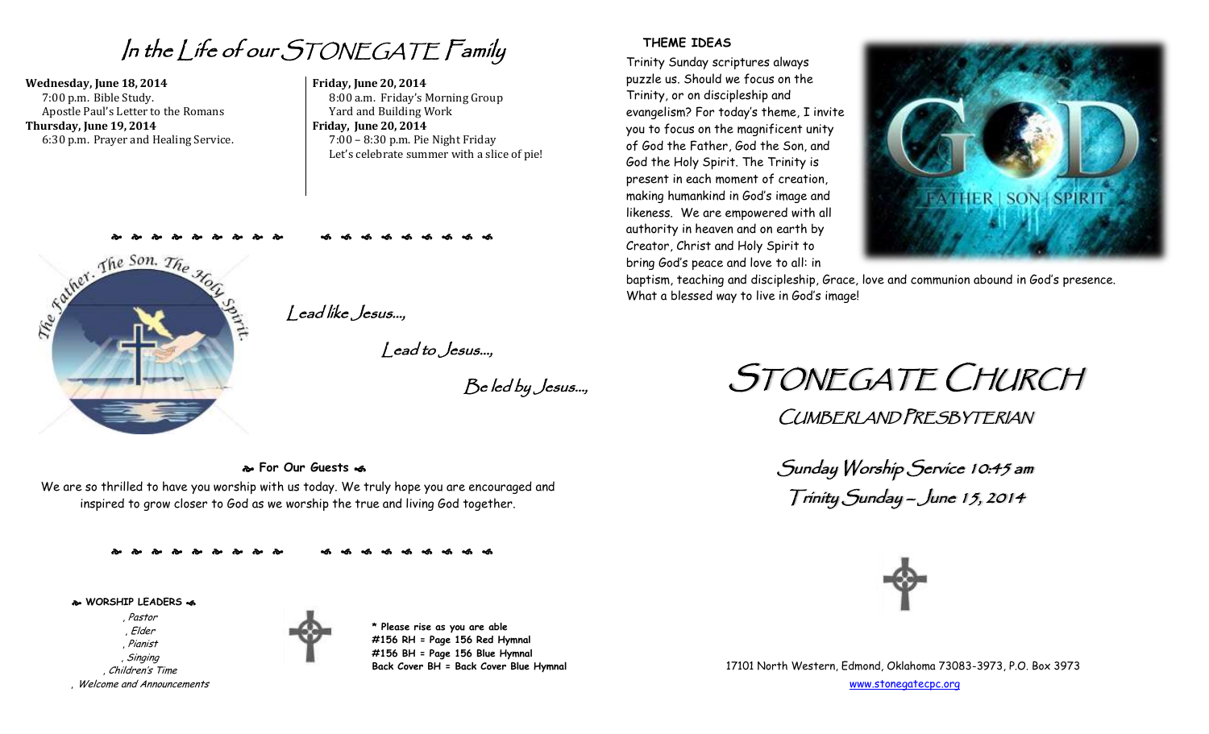# In the Life of our STONEGATE Family

**Wednesday, June 18, 2014**
7:00 p.m. Bible Study.
Apostle Paul's Letter to the Romans

**Thursday, June 19, 2014**
6:30 p.m. Prayer and Healing Service.

**Friday, June 20, 2014**
8:00 a.m. Friday's Morning Group
Yard and Building Work

**Friday, June 20, 2014**
7:00 – 8:30 p.m. Pie Night Friday
Let's celebrate summer with a slice of pie!

The Father. The Son. The Holy Spirit.

*Lead like Jesus…,*

*Lead to Jesus…,*

*Be led by Jesus…,*

**For Our Guests**

We are so thrilled to have you worship with us today. We truly hope you are encouraged and inspired to grow closer to God as we worship the true and living God together.

**WORSHIP LEADERS**

*, Pastor*
*, Elder*
*, Pianist*
*, Singing*
*, Children's Time*
*, Welcome and Announcements*

**\* Please rise as you are able**
**#156 RH = Page 156 Red Hymnal**
**#156 BH = Page 156 Blue Hymnal**
**Back Cover BH = Back Cover Blue Hymnal**

**THEME IDEAS**

Trinity Sunday scriptures always puzzle us. Should we focus on the Trinity, or on discipleship and evangelism? For today's theme, I invite you to focus on the magnificent unity of God the Father, God the Son, and God the Holy Spirit. The Trinity is present in each moment of creation, making humankind in God's image and likeness. We are empowered with all authority in heaven and on earth by Creator, Christ and Holy Spirit to bring God's peace and love to all: in baptism, teaching and discipleship, Grace, love and communion abound in God's presence. What a blessed way to live in God's image!

GOD
FATHER | SON | SPIRIT

# STONEGATE CHURCH

## CUMBERLAND PRESBYTERIAN

*Sunday Worship Service 10:45 am*

*Trinity Sunday – June 15, 2014*

17101 North Western, Edmond, Oklahoma 73083-3973, P.O. Box 3973
www.stonegatecpc.org